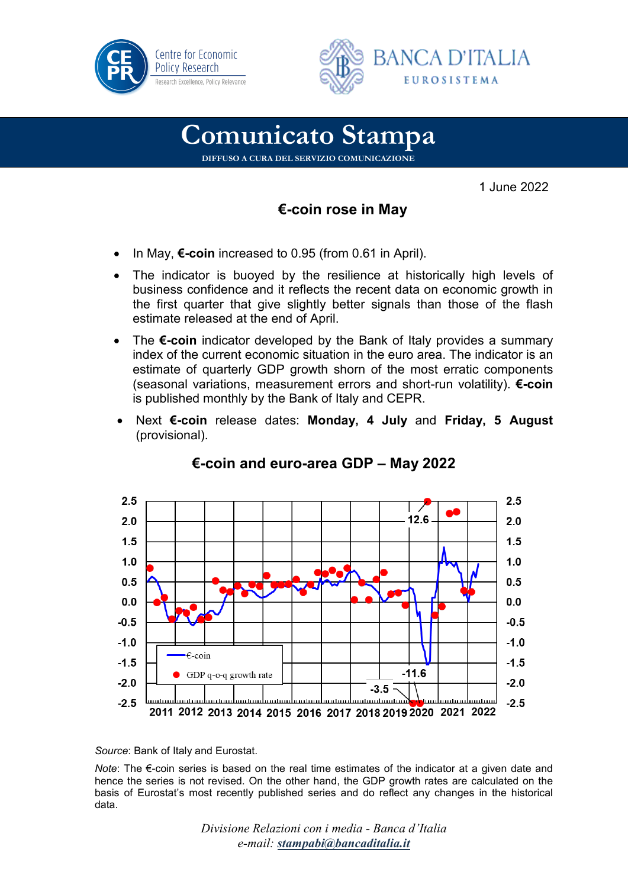Centre for Economic Policy Research

BANCA D'ITALIA
EUROSISTEMA

# Comunicato Stampa

DIFFUSO A CURA DEL SERVIZIO COMUNICAZIONE

1 June 2022

## €-coin rose in May

- In May, **€-coin** increased to 0.95 (from 0.61 in April).
- The indicator is buoyed by the resilience at historically high levels of business confidence and it reflects the recent data on economic growth in the first quarter that give slightly better signals than those of the flash estimate released at the end of April.
- The **€-coin** indicator developed by the Bank of Italy provides a summary index of the current economic situation in the euro area. The indicator is an estimate of quarterly GDP growth shorn of the most erratic components (seasonal variations, measurement errors and short-run volatility). **€-coin** is published monthly by the Bank of Italy and CEPR.
- Next **€-coin** release dates: **Monday, 4 July** and **Friday, 5 August** (provisional).

### €-coin and euro-area GDP – May 2022

*Source*: Bank of Italy and Eurostat.

*Note*: The €-coin series is based on the real time estimates of the indicator at a given date and hence the series is not revised. On the other hand, the GDP growth rates are calculated on the basis of Eurostat's most recently published series and do reflect any changes in the historical data.

*Divisione Relazioni con i media - Banca d'Italia*
*e-mail: stampabi@bancaditalia.it*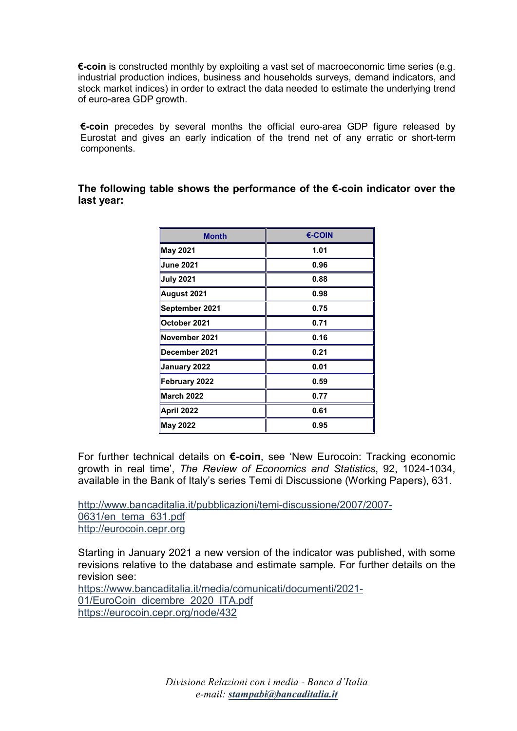**€-coin** is constructed monthly by exploiting a vast set of macroeconomic time series (e.g. industrial production indices, business and households surveys, demand indicators, and stock market indices) in order to extract the data needed to estimate the underlying trend of euro-area GDP growth.

**€-coin** precedes by several months the official euro-area GDP figure released by Eurostat and gives an early indication of the trend net of any erratic or short-term components.

**The following table shows the performance of the €-coin indicator over the last year:**

| Month | €-COIN |
|---|---|
| May 2021 | 1.01 |
| June 2021 | 0.96 |
| July 2021 | 0.88 |
| August 2021 | 0.98 |
| September 2021 | 0.75 |
| October 2021 | 0.71 |
| November 2021 | 0.16 |
| December 2021 | 0.21 |
| January 2022 | 0.01 |
| February 2022 | 0.59 |
| March 2022 | 0.77 |
| April 2022 | 0.61 |
| May 2022 | 0.95 |

For further technical details on **€-coin**, see 'New Eurocoin: Tracking economic growth in real time', *The Review of Economics and Statistics*, 92, 1024-1034, available in the Bank of Italy's series Temi di Discussione (Working Papers), 631.

http://www.bancaditalia.it/pubblicazioni/temi-discussione/2007/2007-0631/en_tema_631.pdf
http://eurocoin.cepr.org

Starting in January 2021 a new version of the indicator was published, with some revisions relative to the database and estimate sample. For further details on the revision see:
https://www.bancaditalia.it/media/comunicati/documenti/2021-01/EuroCoin_dicembre_2020_ITA.pdf
https://eurocoin.cepr.org/node/432

*Divisione Relazioni con i media - Banca d'Italia*
*e-mail: **stampabi@bancaditalia.it***